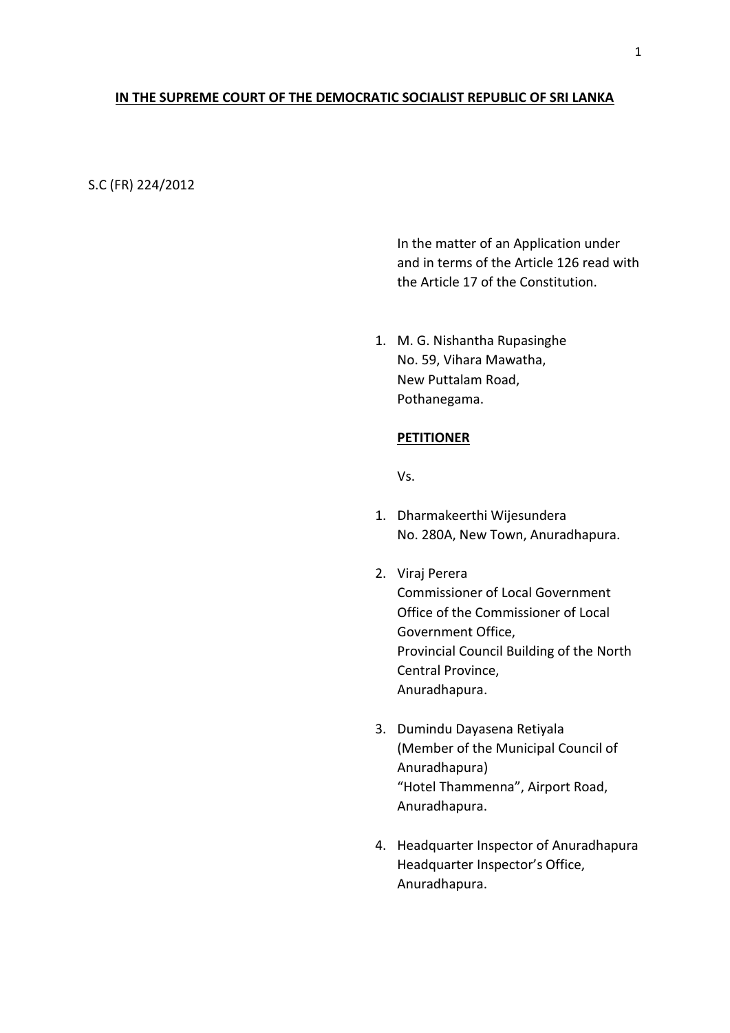**IN THE SUPREME COURT OF THE DEMOCRATIC SOCIALIST REPUBLIC OF SRI LANKA**

S.C (FR) 224/2012

In the matter of an Application under and in terms of the Article 126 read with the Article 17 of the Constitution.

1. M. G. Nishantha Rupasinghe
   No. 59, Vihara Mawatha,
   New Puttalam Road,
   Pothanegama.

**PETITIONER**

Vs.

1. Dharmakeerthi Wijesundera
   No. 280A, New Town, Anuradhapura.

2. Viraj Perera
   Commissioner of Local Government
   Office of the Commissioner of Local Government Office,
   Provincial Council Building of the North Central Province,
   Anuradhapura.

3. Dumindu Dayasena Retiyala
   (Member of the Municipal Council of Anuradhapura)
   "Hotel Thammenna", Airport Road,
   Anuradhapura.

4. Headquarter Inspector of Anuradhapura
   Headquarter Inspector's Office,
   Anuradhapura.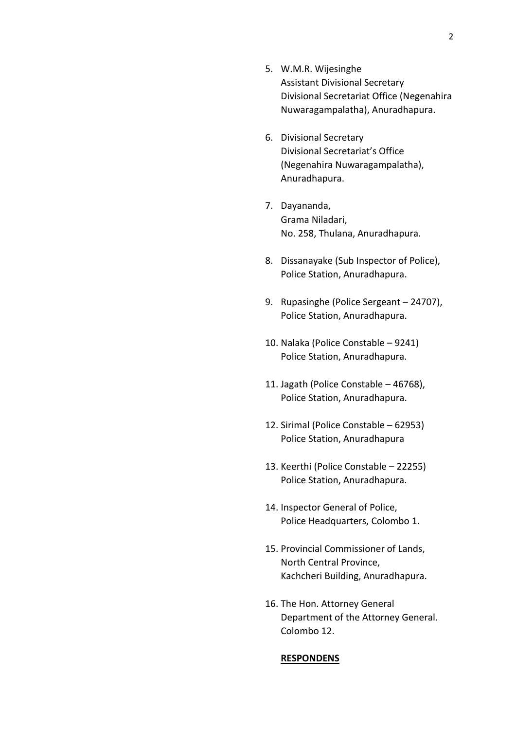5. W.M.R. Wijesinghe
   Assistant Divisional Secretary
   Divisional Secretariat Office (Negenahira
   Nuwaragampalatha), Anuradhapura.

6. Divisional Secretary
   Divisional Secretariat's Office
   (Negenahira Nuwaragampalatha),
   Anuradhapura.

7. Dayananda,
   Grama Niladari,
   No. 258, Thulana, Anuradhapura.

8. Dissanayake (Sub Inspector of Police),
   Police Station, Anuradhapura.

9. Rupasinghe (Police Sergeant – 24707),
   Police Station, Anuradhapura.

10. Nalaka (Police Constable – 9241)
    Police Station, Anuradhapura.

11. Jagath (Police Constable – 46768),
    Police Station, Anuradhapura.

12. Sirimal (Police Constable – 62953)
    Police Station, Anuradhapura

13. Keerthi (Police Constable – 22255)
    Police Station, Anuradhapura.

14. Inspector General of Police,
    Police Headquarters, Colombo 1.

15. Provincial Commissioner of Lands,
    North Central Province,
    Kachcheri Building, Anuradhapura.

16. The Hon. Attorney General
    Department of the Attorney General.
    Colombo 12.

**<u>RESPONDENS</u>**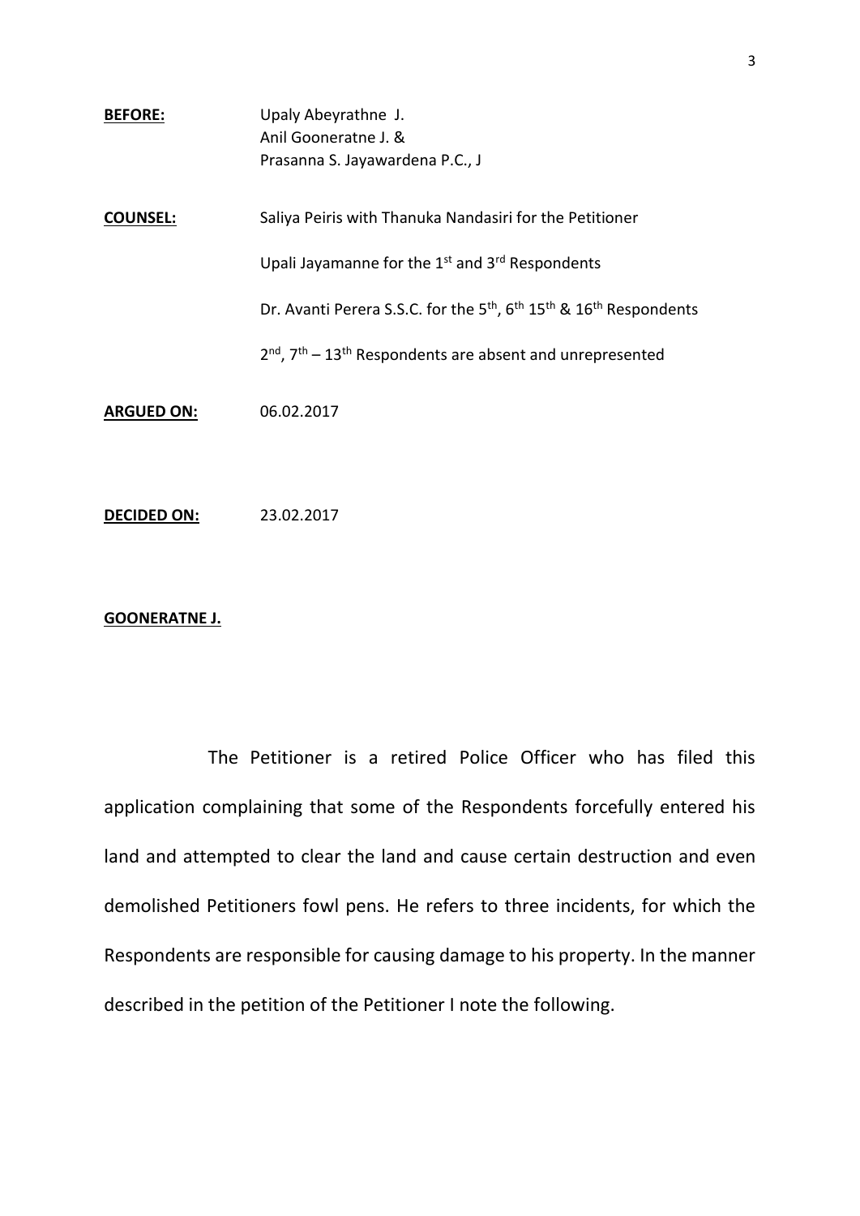**BEFORE:** Upaly Abeyrathne J.
Anil Gooneratne J. &
Prasanna S. Jayawardena P.C., J

**COUNSEL:** Saliya Peiris with Thanuka Nandasiri for the Petitioner

Upali Jayamanne for the 1st and 3rd Respondents

Dr. Avanti Perera S.S.C. for the 5th, 6th 15th & 16th Respondents

2nd, 7th – 13th Respondents are absent and unrepresented

**ARGUED ON:** 06.02.2017

**DECIDED ON:** 23.02.2017

**GOONERATNE J.**

The Petitioner is a retired Police Officer who has filed this application complaining that some of the Respondents forcefully entered his land and attempted to clear the land and cause certain destruction and even demolished Petitioners fowl pens. He refers to three incidents, for which the Respondents are responsible for causing damage to his property. In the manner described in the petition of the Petitioner I note the following.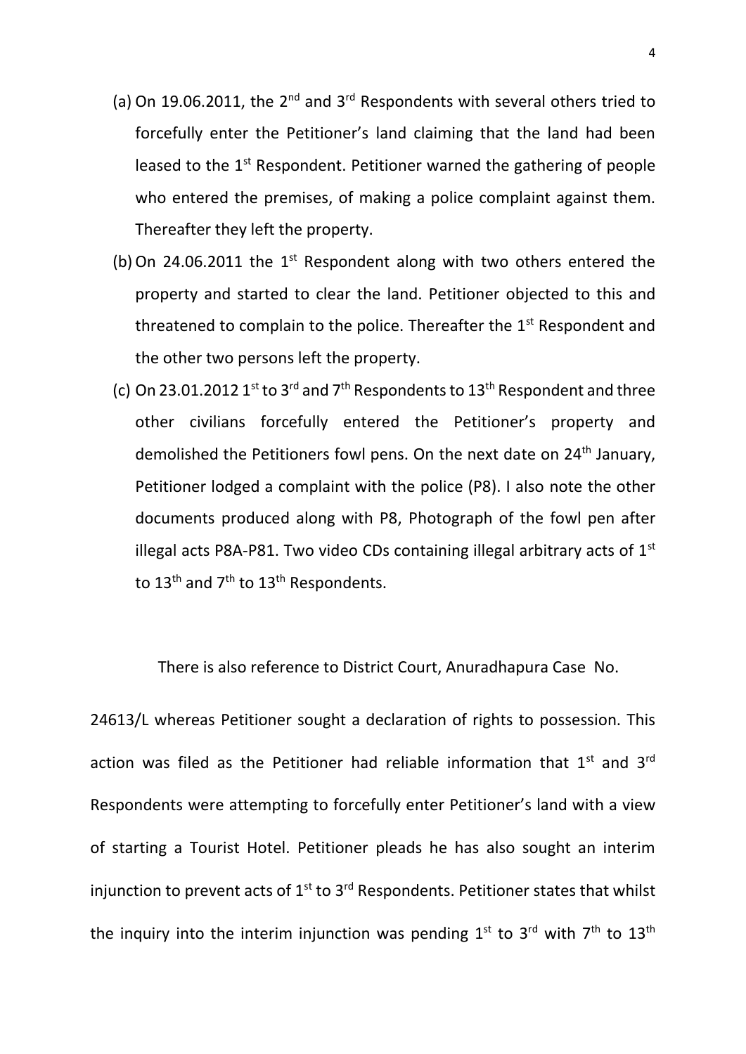(a) On 19.06.2011, the 2nd and 3rd Respondents with several others tried to forcefully enter the Petitioner's land claiming that the land had been leased to the 1st Respondent. Petitioner warned the gathering of people who entered the premises, of making a police complaint against them. Thereafter they left the property.

(b) On 24.06.2011 the 1st Respondent along with two others entered the property and started to clear the land. Petitioner objected to this and threatened to complain to the police. Thereafter the 1st Respondent and the other two persons left the property.

(c) On 23.01.2012 1st to 3rd and 7th Respondents to 13th Respondent and three other civilians forcefully entered the Petitioner's property and demolished the Petitioners fowl pens. On the next date on 24th January, Petitioner lodged a complaint with the police (P8). I also note the other documents produced along with P8, Photograph of the fowl pen after illegal acts P8A-P81. Two video CDs containing illegal arbitrary acts of 1st to 13th and 7th to 13th Respondents.

There is also reference to District Court, Anuradhapura Case No. 24613/L whereas Petitioner sought a declaration of rights to possession. This action was filed as the Petitioner had reliable information that 1st and 3rd Respondents were attempting to forcefully enter Petitioner's land with a view of starting a Tourist Hotel. Petitioner pleads he has also sought an interim injunction to prevent acts of 1st to 3rd Respondents. Petitioner states that whilst the inquiry into the interim injunction was pending 1st to 3rd with 7th to 13th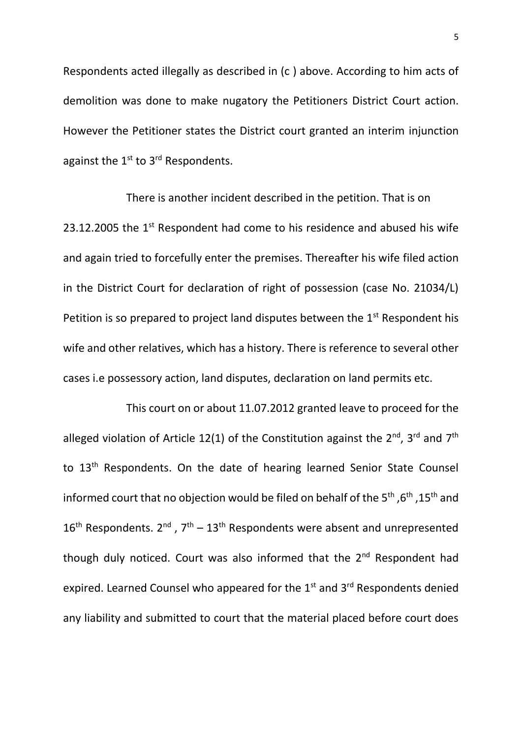Respondents acted illegally as described in (c ) above. According to him acts of demolition was done to make nugatory the Petitioners District Court action. However the Petitioner states the District court granted an interim injunction against the 1st to 3rd Respondents.

There is another incident described in the petition. That is on 23.12.2005 the 1st Respondent had come to his residence and abused his wife and again tried to forcefully enter the premises. Thereafter his wife filed action in the District Court for declaration of right of possession (case No. 21034/L) Petition is so prepared to project land disputes between the 1st Respondent his wife and other relatives, which has a history. There is reference to several other cases i.e possessory action, land disputes, declaration on land permits etc.

This court on or about 11.07.2012 granted leave to proceed for the alleged violation of Article 12(1) of the Constitution against the 2nd, 3rd and 7th to 13th Respondents. On the date of hearing learned Senior State Counsel informed court that no objection would be filed on behalf of the 5th ,6th ,15th and 16th Respondents. 2nd , 7th – 13th Respondents were absent and unrepresented though duly noticed. Court was also informed that the 2nd Respondent had expired. Learned Counsel who appeared for the 1st and 3rd Respondents denied any liability and submitted to court that the material placed before court does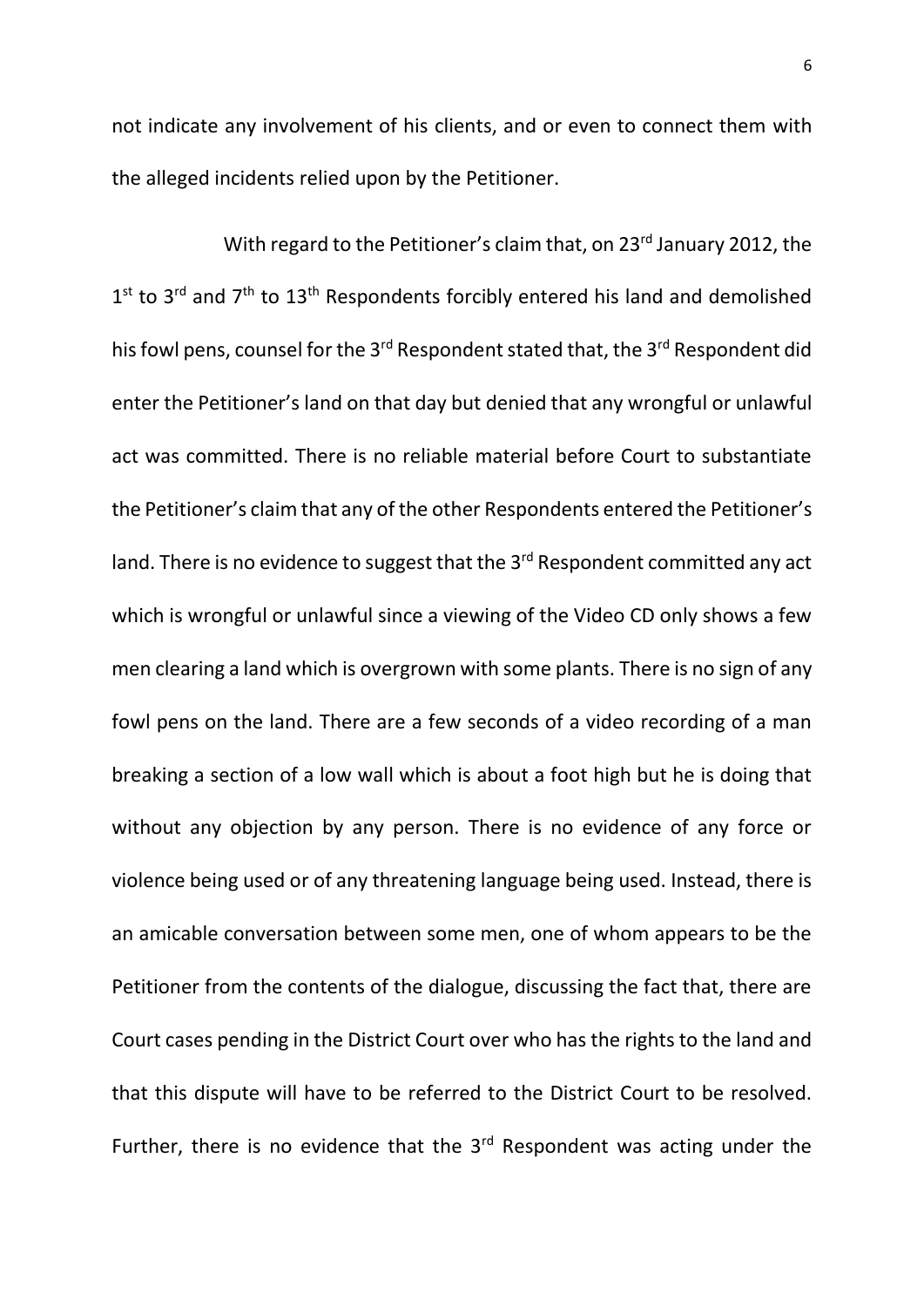not indicate any involvement of his clients, and or even to connect them with the alleged incidents relied upon by the Petitioner.

With regard to the Petitioner's claim that, on 23rd January 2012, the 1st to 3rd and 7th to 13th Respondents forcibly entered his land and demolished his fowl pens, counsel for the 3rd Respondent stated that, the 3rd Respondent did enter the Petitioner's land on that day but denied that any wrongful or unlawful act was committed. There is no reliable material before Court to substantiate the Petitioner's claim that any of the other Respondents entered the Petitioner's land. There is no evidence to suggest that the 3rd Respondent committed any act which is wrongful or unlawful since a viewing of the Video CD only shows a few men clearing a land which is overgrown with some plants. There is no sign of any fowl pens on the land. There are a few seconds of a video recording of a man breaking a section of a low wall which is about a foot high but he is doing that without any objection by any person. There is no evidence of any force or violence being used or of any threatening language being used. Instead, there is an amicable conversation between some men, one of whom appears to be the Petitioner from the contents of the dialogue, discussing the fact that, there are Court cases pending in the District Court over who has the rights to the land and that this dispute will have to be referred to the District Court to be resolved. Further, there is no evidence that the 3rd Respondent was acting under the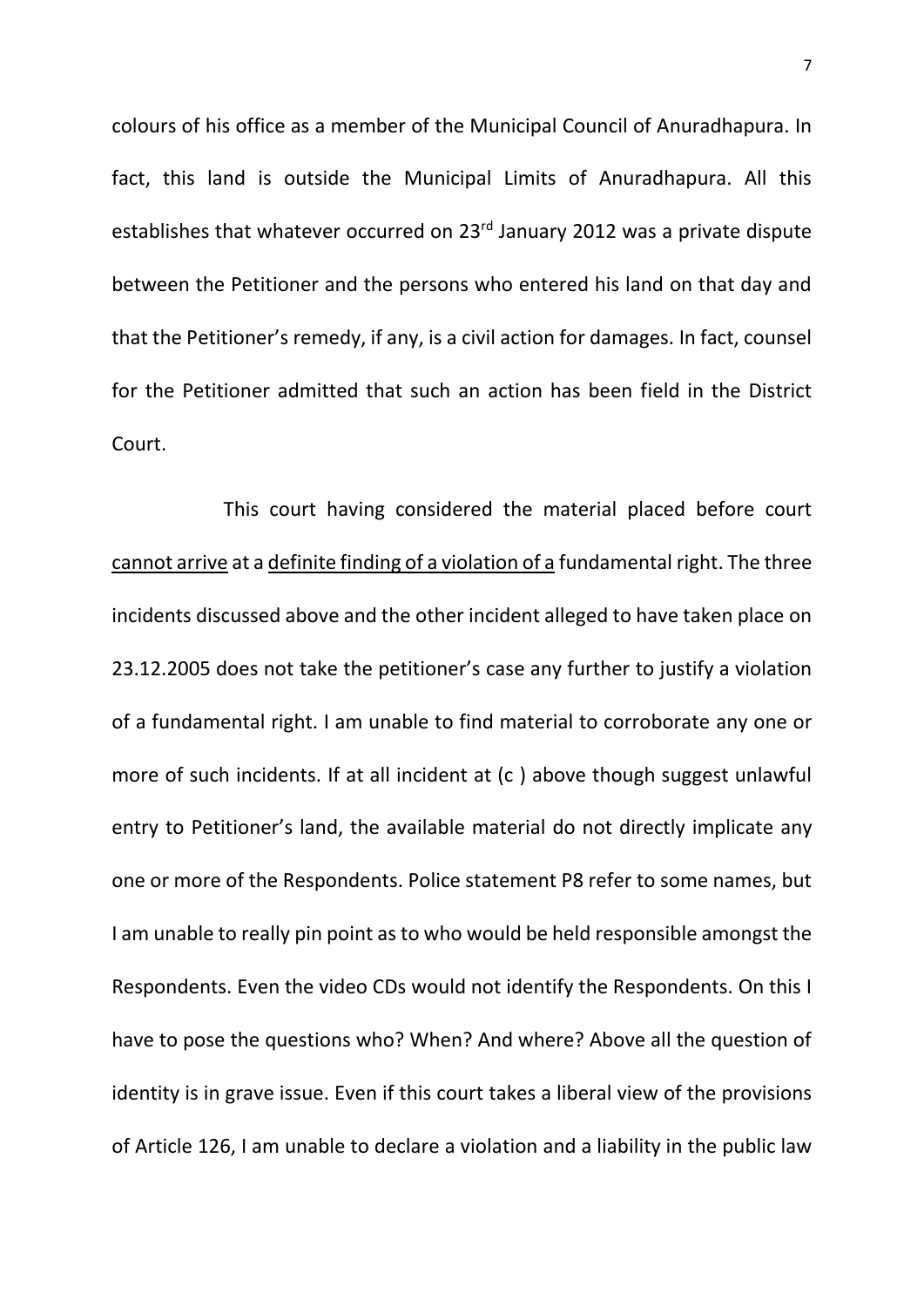colours of his office as a member of the Municipal Council of Anuradhapura. In fact, this land is outside the Municipal Limits of Anuradhapura. All this establishes that whatever occurred on 23rd January 2012 was a private dispute between the Petitioner and the persons who entered his land on that day and that the Petitioner's remedy, if any, is a civil action for damages. In fact, counsel for the Petitioner admitted that such an action has been field in the District Court.

This court having considered the material placed before court <u>cannot arrive</u> at a <u>definite finding of a violation of a</u> fundamental right. The three incidents discussed above and the other incident alleged to have taken place on 23.12.2005 does not take the petitioner's case any further to justify a violation of a fundamental right. I am unable to find material to corroborate any one or more of such incidents. If at all incident at (c ) above though suggest unlawful entry to Petitioner's land, the available material do not directly implicate any one or more of the Respondents. Police statement P8 refer to some names, but I am unable to really pin point as to who would be held responsible amongst the Respondents. Even the video CDs would not identify the Respondents. On this I have to pose the questions who? When? And where? Above all the question of identity is in grave issue. Even if this court takes a liberal view of the provisions of Article 126, I am unable to declare a violation and a liability in the public law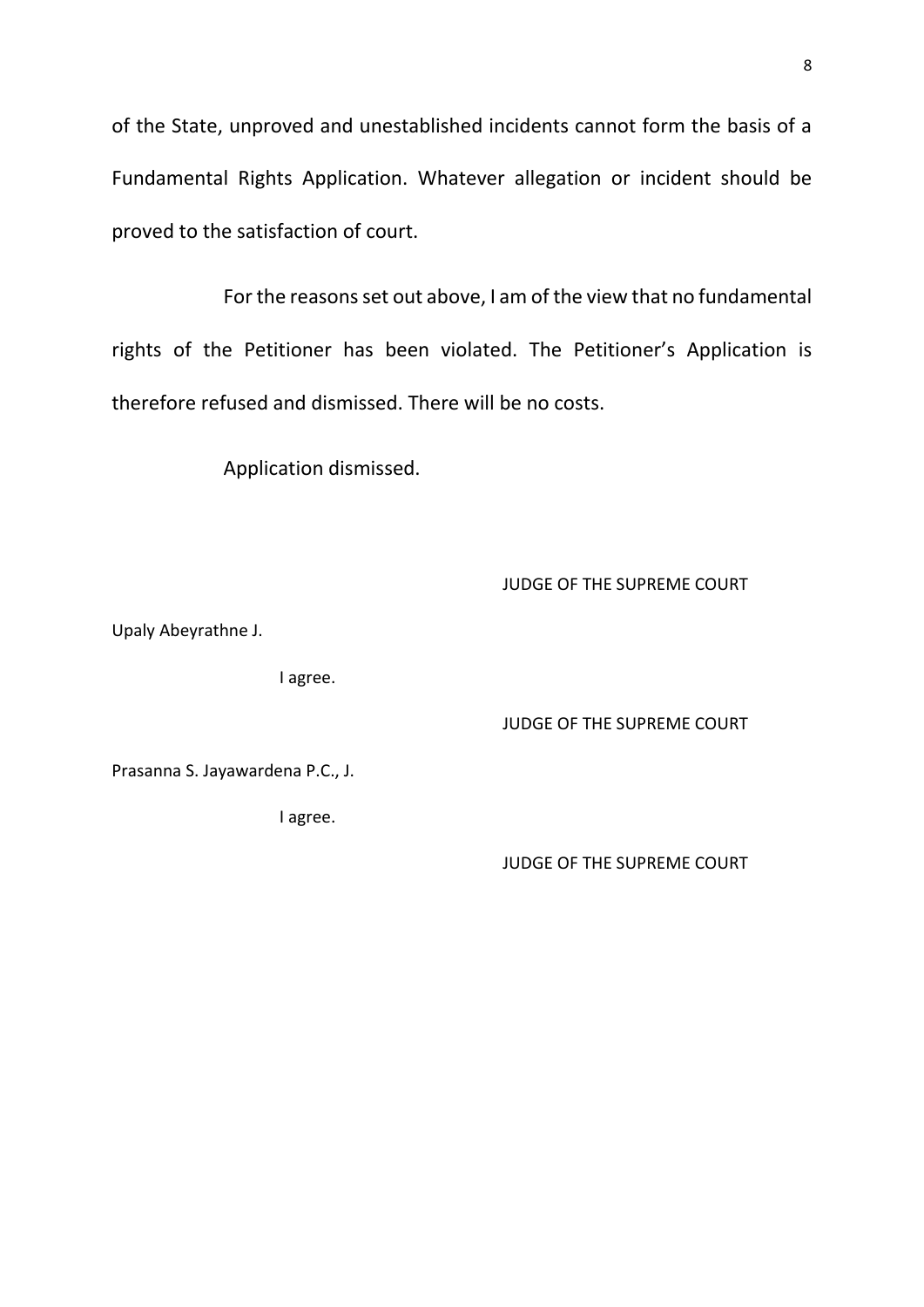of the State, unproved and unestablished incidents cannot form the basis of a Fundamental Rights Application. Whatever allegation or incident should be proved to the satisfaction of court.

For the reasons set out above, I am of the view that no fundamental rights of the Petitioner has been violated. The Petitioner's Application is therefore refused and dismissed. There will be no costs.

Application dismissed.

JUDGE OF THE SUPREME COURT

Upaly Abeyrathne J.

I agree.

JUDGE OF THE SUPREME COURT

Prasanna S. Jayawardena P.C., J.

I agree.

JUDGE OF THE SUPREME COURT